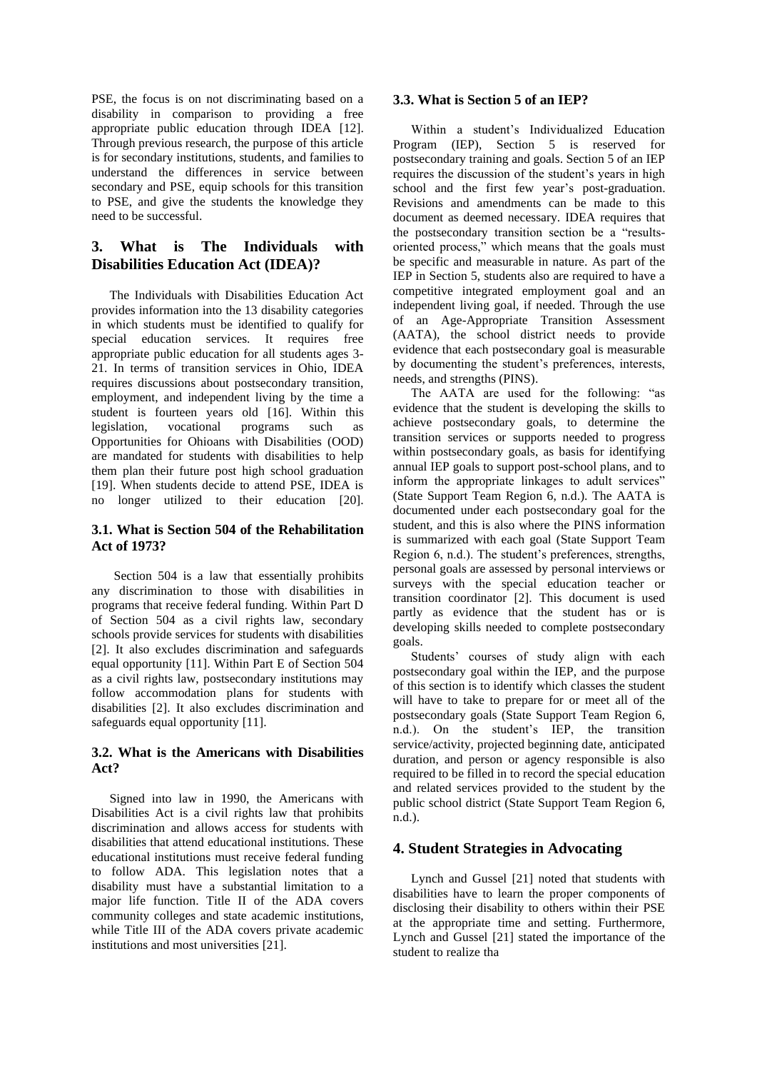PSE, the focus is on not discriminating based on a disability in comparison to providing a free appropriate public education through IDEA [12]. Through previous research, the purpose of this article is for secondary institutions, students, and families to understand the differences in service between secondary and PSE, equip schools for this transition to PSE, and give the students the knowledge they need to be successful.

## 3. What is The Individuals with Disabilities Education Act (IDEA)?

The Individuals with Disabilities Education Act provides information into the 13 disability categories in which students must be identified to qualify for special education services. It requires free appropriate public education for all students ages 3-21. In terms of transition services in Ohio, IDEA requires discussions about postsecondary transition, employment, and independent living by the time a student is fourteen years old [16]. Within this legislation, vocational programs such as Opportunities for Ohioans with Disabilities (OOD) are mandated for students with disabilities to help them plan their future post high school graduation [19]. When students decide to attend PSE, IDEA is no longer utilized to their education [20].

### 3.1. What is Section 504 of the Rehabilitation Act of 1973?

Section 504 is a law that essentially prohibits any discrimination to those with disabilities in programs that receive federal funding. Within Part D of Section 504 as a civil rights law, secondary schools provide services for students with disabilities [2]. It also excludes discrimination and safeguards equal opportunity [11]. Within Part E of Section 504 as a civil rights law, postsecondary institutions may follow accommodation plans for students with disabilities [2]. It also excludes discrimination and safeguards equal opportunity [11].

### 3.2. What is the Americans with Disabilities Act?

Signed into law in 1990, the Americans with Disabilities Act is a civil rights law that prohibits discrimination and allows access for students with disabilities that attend educational institutions. These educational institutions must receive federal funding to follow ADA. This legislation notes that a disability must have a substantial limitation to a major life function. Title II of the ADA covers community colleges and state academic institutions, while Title III of the ADA covers private academic institutions and most universities [21].

### 3.3. What is Section 5 of an IEP?

Within a student's Individualized Education Program (IEP), Section 5 is reserved for postsecondary training and goals. Section 5 of an IEP requires the discussion of the student's years in high school and the first few year's post-graduation. Revisions and amendments can be made to this document as deemed necessary. IDEA requires that the postsecondary transition section be a "results-oriented process," which means that the goals must be specific and measurable in nature. As part of the IEP in Section 5, students also are required to have a competitive integrated employment goal and an independent living goal, if needed. Through the use of an Age-Appropriate Transition Assessment (AATA), the school district needs to provide evidence that each postsecondary goal is measurable by documenting the student's preferences, interests, needs, and strengths (PINS).

The AATA are used for the following: "as evidence that the student is developing the skills to achieve postsecondary goals, to determine the transition services or supports needed to progress within postsecondary goals, as basis for identifying annual IEP goals to support post-school plans, and to inform the appropriate linkages to adult services" (State Support Team Region 6, n.d.). The AATA is documented under each postsecondary goal for the student, and this is also where the PINS information is summarized with each goal (State Support Team Region 6, n.d.). The student's preferences, strengths, personal goals are assessed by personal interviews or surveys with the special education teacher or transition coordinator [2]. This document is used partly as evidence that the student has or is developing skills needed to complete postsecondary goals.

Students' courses of study align with each postsecondary goal within the IEP, and the purpose of this section is to identify which classes the student will have to take to prepare for or meet all of the postsecondary goals (State Support Team Region 6, n.d.). On the student's IEP, the transition service/activity, projected beginning date, anticipated duration, and person or agency responsible is also required to be filled in to record the special education and related services provided to the student by the public school district (State Support Team Region 6, n.d.).

## 4. Student Strategies in Advocating

Lynch and Gussel [21] noted that students with disabilities have to learn the proper components of disclosing their disability to others within their PSE at the appropriate time and setting. Furthermore, Lynch and Gussel [21] stated the importance of the student to realize tha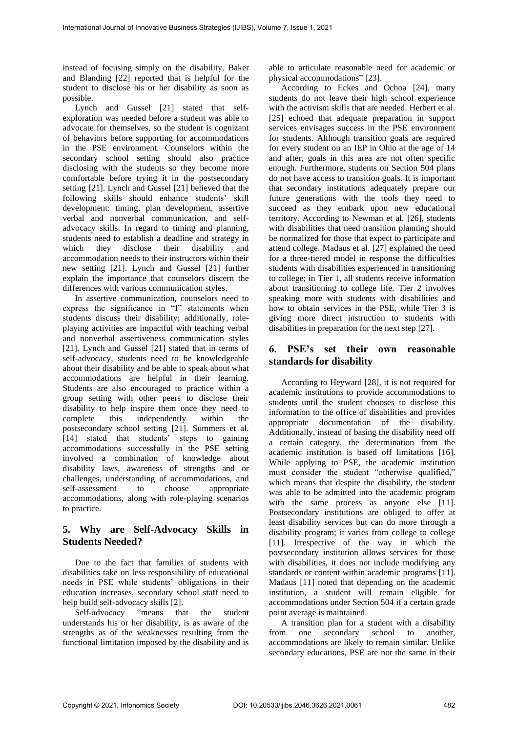instead of focusing simply on the disability. Baker and Blanding [22] reported that is helpful for the student to disclose his or her disability as soon as possible.

Lynch and Gussel [21] stated that self-exploration was needed before a student was able to advocate for themselves, so the student is cognizant of behaviors before supporting for accommodations in the PSE environment. Counselors within the secondary school setting should also practice disclosing with the students so they become more comfortable before trying it in the postsecondary setting [21]. Lynch and Gussel [21] believed that the following skills should enhance students' skill development: timing, plan development, assertive verbal and nonverbal communication, and self-advocacy skills. In regard to timing and planning, students need to establish a deadline and strategy in which they disclose their disability and accommodation needs to their instructors within their new setting [21]. Lynch and Gussel [21] further explain the importance that counselors discern the differences with various communication styles.

In assertive communication, counselors need to express the significance in "I" statements when students discuss their disability; additionally, role-playing activities are impactful with teaching verbal and nonverbal assertiveness communication styles [21]. Lynch and Gussel [21] stated that in terms of self-advocacy, students need to be knowledgeable about their disability and be able to speak about what accommodations are helpful in their learning. Students are also encouraged to practice within a group setting with other peers to disclose their disability to help inspire them once they need to complete this independently within the postsecondary school setting [21]. Summers et al. [14] stated that students' steps to gaining accommodations successfully in the PSE setting involved a combination of knowledge about disability laws, awareness of strengths and or challenges, understanding of accommodations, and self-assessment to choose appropriate accommodations, along with role-playing scenarios to practice.

## 5. Why are Self-Advocacy Skills in Students Needed?

Due to the fact that families of students with disabilities take on less responsibility of educational needs in PSE while students' obligations in their education increases, secondary school staff need to help build self-advocacy skills [2].

Self-advocacy "means that the student understands his or her disability, is as aware of the strengths as of the weaknesses resulting from the functional limitation imposed by the disability and is able to articulate reasonable need for academic or physical accommodations" [23].

According to Eckes and Ochoa [24], many students do not leave their high school experience with the activism skills that are needed. Herbert et al. [25] echoed that adequate preparation in support services envisages success in the PSE environment for students. Although transition goals are required for every student on an IEP in Ohio at the age of 14 and after, goals in this area are not often specific enough. Furthermore, students on Section 504 plans do not have access to transition goals. It is important that secondary institutions adequately prepare our future generations with the tools they need to succeed as they embark upon new educational territory. According to Newman et al. [26], students with disabilities that need transition planning should be normalized for those that expect to participate and attend college. Madaus et al. [27] explained the need for a three-tiered model in response the difficulties students with disabilities experienced in transitioning to college; in Tier 1, all students receive information about transitioning to college life. Tier 2 involves speaking more with students with disabilities and how to obtain services in the PSE, while Tier 3 is giving more direct instruction to students with disabilities in preparation for the next step [27].

## 6. PSE's set their own reasonable standards for disability

According to Heyward [28], it is not required for academic institutions to provide accommodations to students until the student chooses to disclose this information to the office of disabilities and provides appropriate documentation of the disability. Additionally, instead of basing the disability need off a certain category, the determination from the academic institution is based off limitations [16]. While applying to PSE, the academic institution must consider the student "otherwise qualified," which means that despite the disability, the student was able to be admitted into the academic program with the same process as anyone else [11]. Postsecondary institutions are obliged to offer at least disability services but can do more through a disability program; it varies from college to college [11]. Irrespective of the way in which the postsecondary institution allows services for those with disabilities, it does not include modifying any standards or content within academic programs [11]. Madaus [11] noted that depending on the academic institution, a student will remain eligible for accommodations under Section 504 if a certain grade point average is maintained.

A transition plan for a student with a disability from one secondary school to another, accommodations are likely to remain similar. Unlike secondary educations, PSE are not the same in their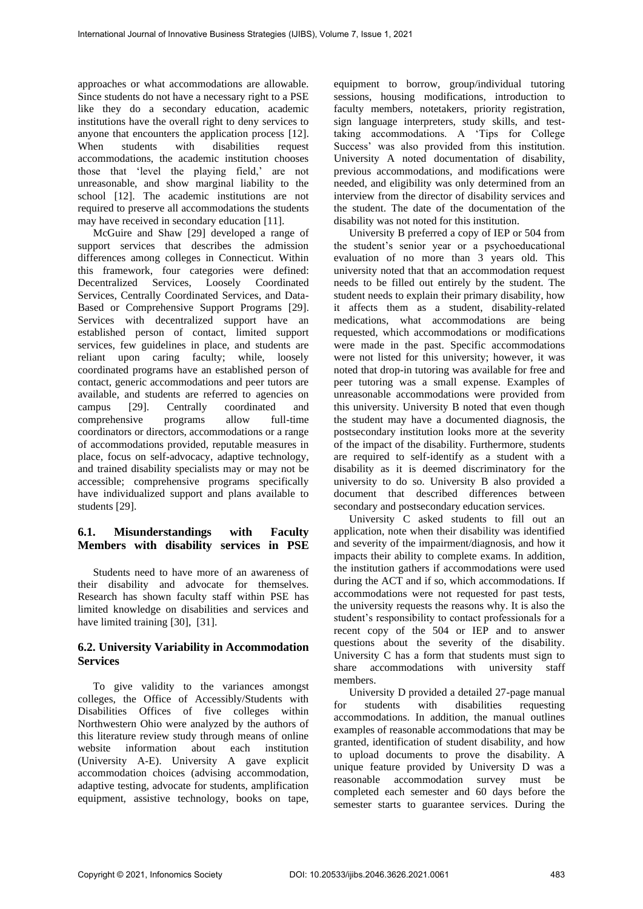approaches or what accommodations are allowable. Since students do not have a necessary right to a PSE like they do a secondary education, academic institutions have the overall right to deny services to anyone that encounters the application process [12]. When students with disabilities request accommodations, the academic institution chooses those that 'level the playing field,' are not unreasonable, and show marginal liability to the school [12]. The academic institutions are not required to preserve all accommodations the students may have received in secondary education [11].

McGuire and Shaw [29] developed a range of support services that describes the admission differences among colleges in Connecticut. Within this framework, four categories were defined: Decentralized Services, Loosely Coordinated Services, Centrally Coordinated Services, and Data-Based or Comprehensive Support Programs [29]. Services with decentralized support have an established person of contact, limited support services, few guidelines in place, and students are reliant upon caring faculty; while, loosely coordinated programs have an established person of contact, generic accommodations and peer tutors are available, and students are referred to agencies on campus [29]. Centrally coordinated and comprehensive programs allow full-time coordinators or directors, accommodations or a range of accommodations provided, reputable measures in place, focus on self-advocacy, adaptive technology, and trained disability specialists may or may not be accessible; comprehensive programs specifically have individualized support and plans available to students [29].

### 6.1. Misunderstandings with Faculty Members with disability services in PSE

Students need to have more of an awareness of their disability and advocate for themselves. Research has shown faculty staff within PSE has limited knowledge on disabilities and services and have limited training [30], [31].

### 6.2. University Variability in Accommodation Services

To give validity to the variances amongst colleges, the Office of Accessibly/Students with Disabilities Offices of five colleges within Northwestern Ohio were analyzed by the authors of this literature review study through means of online website information about each institution (University A-E). University A gave explicit accommodation choices (advising accommodation, adaptive testing, advocate for students, amplification equipment, assistive technology, books on tape, equipment to borrow, group/individual tutoring sessions, housing modifications, introduction to faculty members, notetakers, priority registration, sign language interpreters, study skills, and test-taking accommodations. A 'Tips for College Success' was also provided from this institution. University A noted documentation of disability, previous accommodations, and modifications were needed, and eligibility was only determined from an interview from the director of disability services and the student. The date of the documentation of the disability was not noted for this institution.

University B preferred a copy of IEP or 504 from the student's senior year or a psychoeducational evaluation of no more than 3 years old. This university noted that that an accommodation request needs to be filled out entirely by the student. The student needs to explain their primary disability, how it affects them as a student, disability-related medications, what accommodations are being requested, which accommodations or modifications were made in the past. Specific accommodations were not listed for this university; however, it was noted that drop-in tutoring was available for free and peer tutoring was a small expense. Examples of unreasonable accommodations were provided from this university. University B noted that even though the student may have a documented diagnosis, the postsecondary institution looks more at the severity of the impact of the disability. Furthermore, students are required to self-identify as a student with a disability as it is deemed discriminatory for the university to do so. University B also provided a document that described differences between secondary and postsecondary education services.

University C asked students to fill out an application, note when their disability was identified and severity of the impairment/diagnosis, and how it impacts their ability to complete exams. In addition, the institution gathers if accommodations were used during the ACT and if so, which accommodations. If accommodations were not requested for past tests, the university requests the reasons why. It is also the student's responsibility to contact professionals for a recent copy of the 504 or IEP and to answer questions about the severity of the disability. University C has a form that students must sign to share accommodations with university staff members.

University D provided a detailed 27-page manual for students with disabilities requesting accommodations. In addition, the manual outlines examples of reasonable accommodations that may be granted, identification of student disability, and how to upload documents to prove the disability. A unique feature provided by University D was a reasonable accommodation survey must be completed each semester and 60 days before the semester starts to guarantee services. During the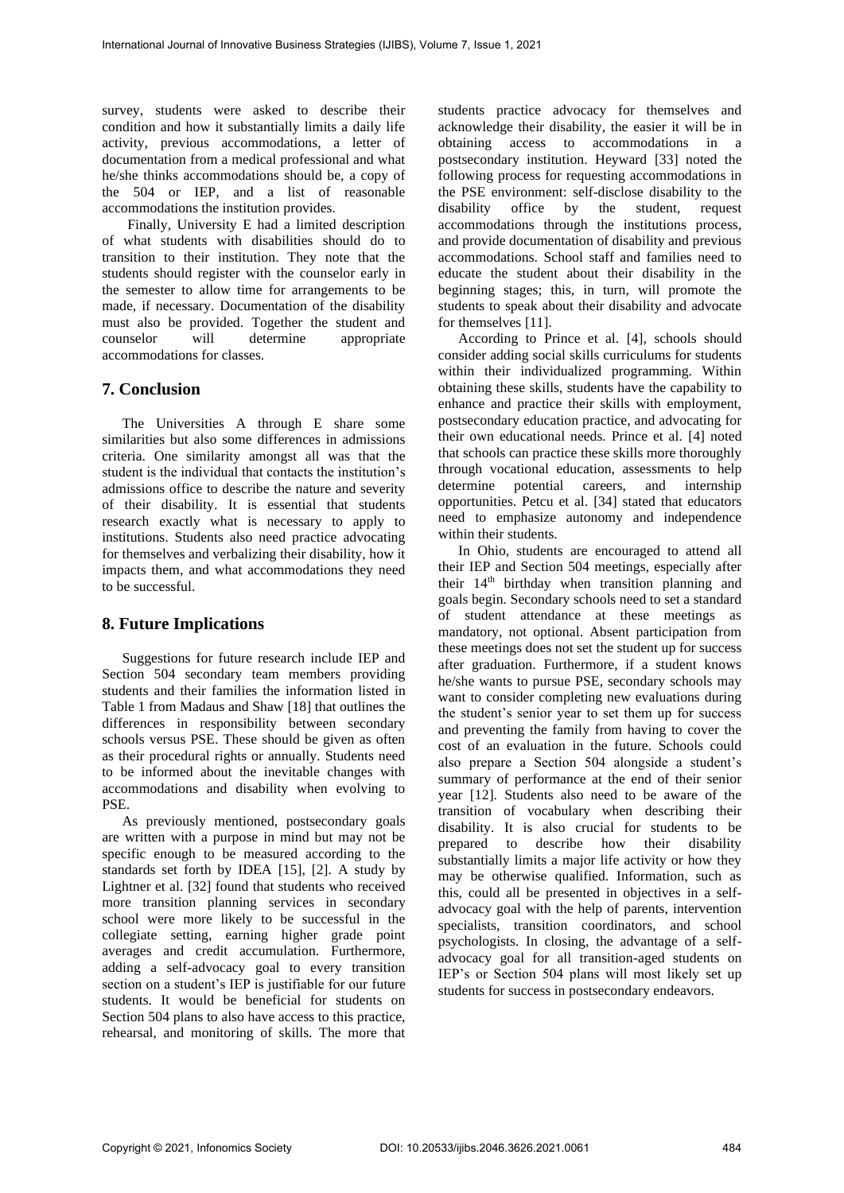survey, students were asked to describe their condition and how it substantially limits a daily life activity, previous accommodations, a letter of documentation from a medical professional and what he/she thinks accommodations should be, a copy of the 504 or IEP, and a list of reasonable accommodations the institution provides.

Finally, University E had a limited description of what students with disabilities should do to transition to their institution. They note that the students should register with the counselor early in the semester to allow time for arrangements to be made, if necessary. Documentation of the disability must also be provided. Together the student and counselor will determine appropriate accommodations for classes.

## 7. Conclusion

The Universities A through E share some similarities but also some differences in admissions criteria. One similarity amongst all was that the student is the individual that contacts the institution's admissions office to describe the nature and severity of their disability. It is essential that students research exactly what is necessary to apply to institutions. Students also need practice advocating for themselves and verbalizing their disability, how it impacts them, and what accommodations they need to be successful.

## 8. Future Implications

Suggestions for future research include IEP and Section 504 secondary team members providing students and their families the information listed in Table 1 from Madaus and Shaw [18] that outlines the differences in responsibility between secondary schools versus PSE. These should be given as often as their procedural rights or annually. Students need to be informed about the inevitable changes with accommodations and disability when evolving to PSE.

As previously mentioned, postsecondary goals are written with a purpose in mind but may not be specific enough to be measured according to the standards set forth by IDEA [15], [2]. A study by Lightner et al. [32] found that students who received more transition planning services in secondary school were more likely to be successful in the collegiate setting, earning higher grade point averages and credit accumulation. Furthermore, adding a self-advocacy goal to every transition section on a student's IEP is justifiable for our future students. It would be beneficial for students on Section 504 plans to also have access to this practice, rehearsal, and monitoring of skills. The more that students practice advocacy for themselves and acknowledge their disability, the easier it will be in obtaining access to accommodations in a postsecondary institution. Heyward [33] noted the following process for requesting accommodations in the PSE environment: self-disclose disability to the disability office by the student, request accommodations through the institutions process, and provide documentation of disability and previous accommodations. School staff and families need to educate the student about their disability in the beginning stages; this, in turn, will promote the students to speak about their disability and advocate for themselves [11].

According to Prince et al. [4], schools should consider adding social skills curriculums for students within their individualized programming. Within obtaining these skills, students have the capability to enhance and practice their skills with employment, postsecondary education practice, and advocating for their own educational needs. Prince et al. [4] noted that schools can practice these skills more thoroughly through vocational education, assessments to help determine potential careers, and internship opportunities. Petcu et al. [34] stated that educators need to emphasize autonomy and independence within their students.

In Ohio, students are encouraged to attend all their IEP and Section 504 meetings, especially after their 14th birthday when transition planning and goals begin. Secondary schools need to set a standard of student attendance at these meetings as mandatory, not optional. Absent participation from these meetings does not set the student up for success after graduation. Furthermore, if a student knows he/she wants to pursue PSE, secondary schools may want to consider completing new evaluations during the student's senior year to set them up for success and preventing the family from having to cover the cost of an evaluation in the future. Schools could also prepare a Section 504 alongside a student's summary of performance at the end of their senior year [12]. Students also need to be aware of the transition of vocabulary when describing their disability. It is also crucial for students to be prepared to describe how their disability substantially limits a major life activity or how they may be otherwise qualified. Information, such as this, could all be presented in objectives in a self-advocacy goal with the help of parents, intervention specialists, transition coordinators, and school psychologists. In closing, the advantage of a self-advocacy goal for all transition-aged students on IEP's or Section 504 plans will most likely set up students for success in postsecondary endeavors.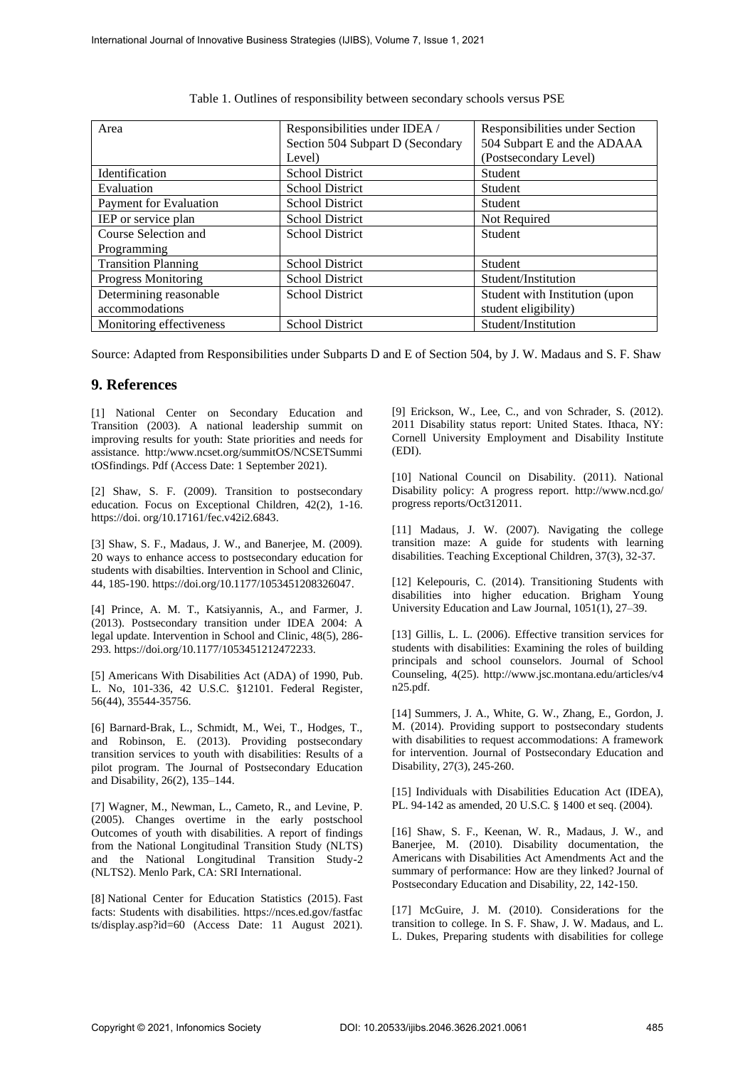Table 1. Outlines of responsibility between secondary schools versus PSE

| Area | Responsibilities under IDEA / Section 504 Subpart D (Secondary Level) | Responsibilities under Section 504 Subpart E and the ADAAA (Postsecondary Level) |
|---|---|---|
| Identification | School District | Student |
| Evaluation | School District | Student |
| Payment for Evaluation | School District | Student |
| IEP or service plan | School District | Not Required |
| Course Selection and Programming | School District | Student |
| Transition Planning | School District | Student |
| Progress Monitoring | School District | Student/Institution |
| Determining reasonable accommodations | School District | Student with Institution (upon student eligibility) |
| Monitoring effectiveness | School District | Student/Institution |

Source: Adapted from Responsibilities under Subparts D and E of Section 504, by J. W. Madaus and S. F. Shaw

## 9. References

[1] National Center on Secondary Education and Transition (2003). A national leadership summit on improving results for youth: State priorities and needs for assistance. http:/www.ncset.org/summitOS/NCSETSummitOSfindings. Pdf (Access Date: 1 September 2021).

[2] Shaw, S. F. (2009). Transition to postsecondary education. Focus on Exceptional Children, 42(2), 1-16. https://doi. org/10.17161/fec.v42i2.6843.

[3] Shaw, S. F., Madaus, J. W., and Banerjee, M. (2009). 20 ways to enhance access to postsecondary education for students with disabilties. Intervention in School and Clinic, 44, 185-190. https://doi.org/10.1177/1053451208326047.

[4] Prince, A. M. T., Katsiyannis, A., and Farmer, J. (2013). Postsecondary transition under IDEA 2004: A legal update. Intervention in School and Clinic, 48(5), 286-293. https://doi.org/10.1177/1053451212472233.

[5] Americans With Disabilities Act (ADA) of 1990, Pub. L. No, 101-336, 42 U.S.C. §12101. Federal Register, 56(44), 35544-35756.

[6] Barnard-Brak, L., Schmidt, M., Wei, T., Hodges, T., and Robinson, E. (2013). Providing postsecondary transition services to youth with disabilities: Results of a pilot program. The Journal of Postsecondary Education and Disability, 26(2), 135–144.

[7] Wagner, M., Newman, L., Cameto, R., and Levine, P. (2005). Changes overtime in the early postschool Outcomes of youth with disabilities. A report of findings from the National Longitudinal Transition Study (NLTS) and the National Longitudinal Transition Study-2 (NLTS2). Menlo Park, CA: SRI International.

[8] National Center for Education Statistics (2015). Fast facts: Students with disabilities. https://nces.ed.gov/fastfacts/display.asp?id=60 (Access Date: 11 August 2021).

[9] Erickson, W., Lee, C., and von Schrader, S. (2012). 2011 Disability status report: United States. Ithaca, NY: Cornell University Employment and Disability Institute (EDI).

[10] National Council on Disability. (2011). National Disability policy: A progress report. http://www.ncd.gov/ progress reports/Oct312011.

[11] Madaus, J. W. (2007). Navigating the college transition maze: A guide for students with learning disabilities. Teaching Exceptional Children, 37(3), 32-37.

[12] Kelepouris, C. (2014). Transitioning Students with disabilities into higher education. Brigham Young University Education and Law Journal, 1051(1), 27–39.

[13] Gillis, L. L. (2006). Effective transition services for students with disabilities: Examining the roles of building principals and school counselors. Journal of School Counseling, 4(25). http://www.jsc.montana.edu/articles/v4n25.pdf.

[14] Summers, J. A., White, G. W., Zhang, E., Gordon, J. M. (2014). Providing support to postsecondary students with disabilities to request accommodations: A framework for intervention. Journal of Postsecondary Education and Disability, 27(3), 245-260.

[15] Individuals with Disabilities Education Act (IDEA), PL. 94-142 as amended, 20 U.S.C. § 1400 et seq. (2004).

[16] Shaw, S. F., Keenan, W. R., Madaus, J. W., and Banerjee, M. (2010). Disability documentation, the Americans with Disabilities Act Amendments Act and the summary of performance: How are they linked? Journal of Postsecondary Education and Disability, 22, 142-150.

[17] McGuire, J. M. (2010). Considerations for the transition to college. In S. F. Shaw, J. W. Madaus, and L. L. Dukes, Preparing students with disabilities for college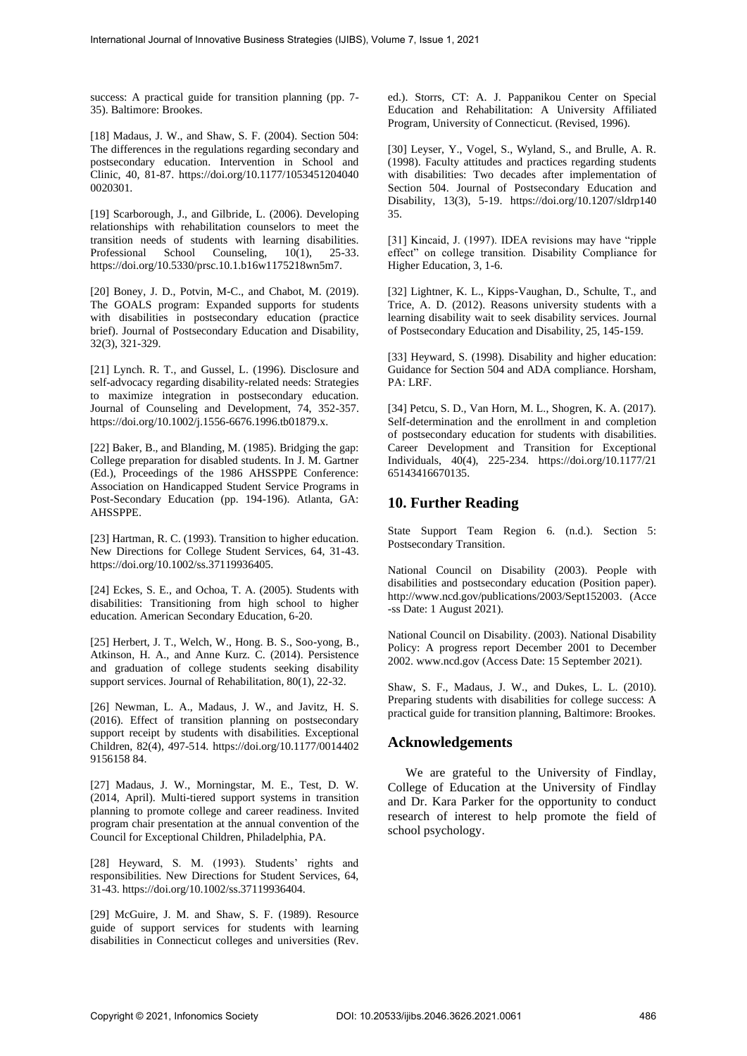success: A practical guide for transition planning (pp. 7-35). Baltimore: Brookes.

[18] Madaus, J. W., and Shaw, S. F. (2004). Section 504: The differences in the regulations regarding secondary and postsecondary education. Intervention in School and Clinic, 40, 81-87. https://doi.org/10.1177/10534512040400020301.

[19] Scarborough, J., and Gilbride, L. (2006). Developing relationships with rehabilitation counselors to meet the transition needs of students with learning disabilities. Professional School Counseling, 10(1), 25-33. https://doi.org/10.5330/prsc.10.1.b16w1175218wn5m7.

[20] Boney, J. D., Potvin, M-C., and Chabot, M. (2019). The GOALS program: Expanded supports for students with disabilities in postsecondary education (practice brief). Journal of Postsecondary Education and Disability, 32(3), 321-329.

[21] Lynch. R. T., and Gussel, L. (1996). Disclosure and self-advocacy regarding disability-related needs: Strategies to maximize integration in postsecondary education. Journal of Counseling and Development, 74, 352-357. https://doi.org/10.1002/j.1556-6676.1996.tb01879.x.

[22] Baker, B., and Blanding, M. (1985). Bridging the gap: College preparation for disabled students. In J. M. Gartner (Ed.), Proceedings of the 1986 AHSSPPE Conference: Association on Handicapped Student Service Programs in Post-Secondary Education (pp. 194-196). Atlanta, GA: AHSSPPE.

[23] Hartman, R. C. (1993). Transition to higher education. New Directions for College Student Services, 64, 31-43. https://doi.org/10.1002/ss.37119936405.

[24] Eckes, S. E., and Ochoa, T. A. (2005). Students with disabilities: Transitioning from high school to higher education. American Secondary Education, 6-20.

[25] Herbert, J. T., Welch, W., Hong. B. S., Soo-yong, B., Atkinson, H. A., and Anne Kurz. C. (2014). Persistence and graduation of college students seeking disability support services. Journal of Rehabilitation, 80(1), 22-32.

[26] Newman, L. A., Madaus, J. W., and Javitz, H. S. (2016). Effect of transition planning on postsecondary support receipt by students with disabilities. Exceptional Children, 82(4), 497-514. https://doi.org/10.1177/00144029156158 84.

[27] Madaus, J. W., Morningstar, M. E., Test, D. W. (2014, April). Multi-tiered support systems in transition planning to promote college and career readiness. Invited program chair presentation at the annual convention of the Council for Exceptional Children, Philadelphia, PA.

[28] Heyward, S. M. (1993). Students' rights and responsibilities. New Directions for Student Services, 64, 31-43. https://doi.org/10.1002/ss.37119936404.

[29] McGuire, J. M. and Shaw, S. F. (1989). Resource guide of support services for students with learning disabilities in Connecticut colleges and universities (Rev. ed.). Storrs, CT: A. J. Pappanikou Center on Special Education and Rehabilitation: A University Affiliated Program, University of Connecticut. (Revised, 1996).

[30] Leyser, Y., Vogel, S., Wyland, S., and Brulle, A. R. (1998). Faculty attitudes and practices regarding students with disabilities: Two decades after implementation of Section 504. Journal of Postsecondary Education and Disability, 13(3), 5-19. https://doi.org/10.1207/sldrp14035.

[31] Kincaid, J. (1997). IDEA revisions may have "ripple effect" on college transition. Disability Compliance for Higher Education, 3, 1-6.

[32] Lightner, K. L., Kipps-Vaughan, D., Schulte, T., and Trice, A. D. (2012). Reasons university students with a learning disability wait to seek disability services. Journal of Postsecondary Education and Disability, 25, 145-159.

[33] Heyward, S. (1998). Disability and higher education: Guidance for Section 504 and ADA compliance. Horsham, PA: LRF.

[34] Petcu, S. D., Van Horn, M. L., Shogren, K. A. (2017). Self-determination and the enrollment in and completion of postsecondary education for students with disabilities. Career Development and Transition for Exceptional Individuals, 40(4), 225-234. https://doi.org/10.1177/2165143416670135.

## 10. Further Reading

State Support Team Region 6. (n.d.). Section 5: Postsecondary Transition.

National Council on Disability (2003). People with disabilities and postsecondary education (Position paper). http://www.ncd.gov/publications/2003/Sept152003. (Access Date: 1 August 2021).

National Council on Disability. (2003). National Disability Policy: A progress report December 2001 to December 2002. www.ncd.gov (Access Date: 15 September 2021).

Shaw, S. F., Madaus, J. W., and Dukes, L. L. (2010). Preparing students with disabilities for college success: A practical guide for transition planning, Baltimore: Brookes.

## Acknowledgements

We are grateful to the University of Findlay, College of Education at the University of Findlay and Dr. Kara Parker for the opportunity to conduct research of interest to help promote the field of school psychology.